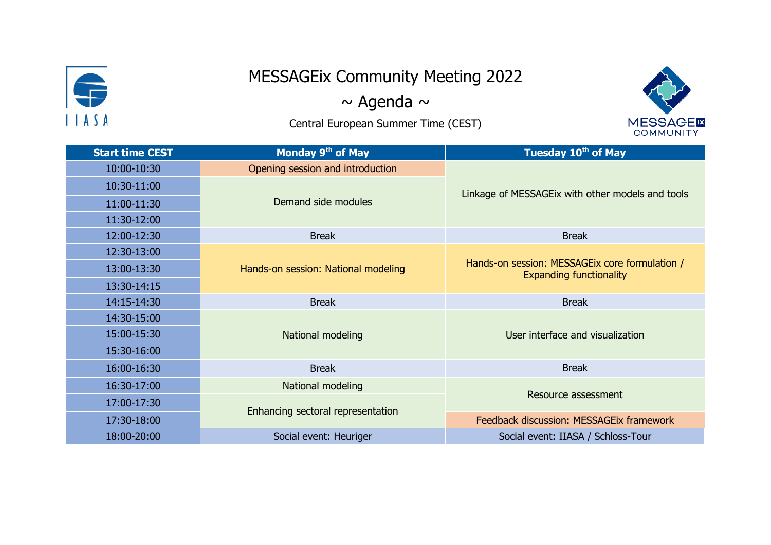# MESSAGEix Community Meeting 2022

## ~ Agenda ~

Central European Summer Time (CEST)

| Start time CEST | Monday 9th of May | Tuesday 10th of May |
|---|---|---|
| 10:00-10:30 | Opening session and introduction | Linkage of MESSAGEix with other models and tools |
| 10:30-11:00 | Demand side modules | |
| 11:00-11:30 | | |
| 11:30-12:00 | | |
| 12:00-12:30 | Break | Break |
| 12:30-13:00 | Hands-on session: National modeling | Hands-on session: MESSAGEix core formulation / Expanding functionality |
| 13:00-13:30 | | |
| 13:30-14:15 | | |
| 14:15-14:30 | Break | Break |
| 14:30-15:00 | National modeling | User interface and visualization |
| 15:00-15:30 | | |
| 15:30-16:00 | | |
| 16:00-16:30 | Break | Break |
| 16:30-17:00 | National modeling | Resource assessment |
| 17:00-17:30 | Enhancing sectoral representation | |
| 17:30-18:00 | | Feedback discussion: MESSAGEix framework |
| 18:00-20:00 | Social event: Heuriger | Social event: IIASA / Schloss-Tour |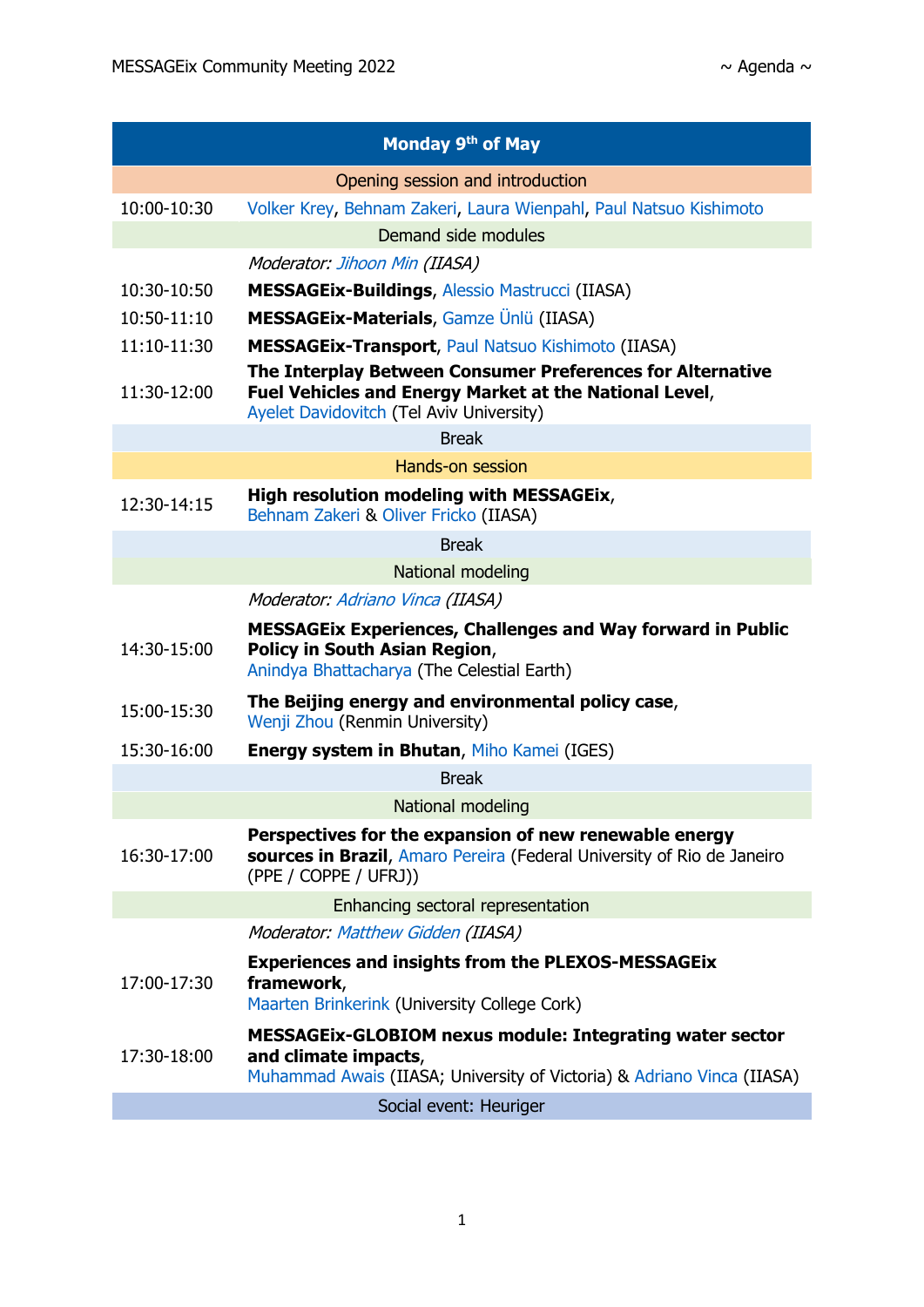| Monday 9th of May | |
|---|---|
| Opening session and introduction | |
| 10:00-10:30 | Volker Krey, Behnam Zakeri, Laura Wienpahl, Paul Natsuo Kishimoto |
| Demand side modules | |
| | *Moderator: Jihoon Min (IIASA)* |
| 10:30-10:50 | **MESSAGEix-Buildings**, Alessio Mastrucci (IIASA) |
| 10:50-11:10 | **MESSAGEix-Materials**, Gamze Ünlü (IIASA) |
| 11:10-11:30 | **MESSAGEix-Transport**, Paul Natsuo Kishimoto (IIASA) |
| 11:30-12:00 | **The Interplay Between Consumer Preferences for Alternative Fuel Vehicles and Energy Market at the National Level**, Ayelet Davidovitch (Tel Aviv University) |
| Break | |
| Hands-on session | |
| 12:30-14:15 | **High resolution modeling with MESSAGEix**, Behnam Zakeri & Oliver Fricko (IIASA) |
| Break | |
| National modeling | |
| | *Moderator: Adriano Vinca (IIASA)* |
| 14:30-15:00 | **MESSAGEix Experiences, Challenges and Way forward in Public Policy in South Asian Region**, Anindya Bhattacharya (The Celestial Earth) |
| 15:00-15:30 | **The Beijing energy and environmental policy case**, Wenji Zhou (Renmin University) |
| 15:30-16:00 | **Energy system in Bhutan**, Miho Kamei (IGES) |
| Break | |
| National modeling | |
| 16:30-17:00 | **Perspectives for the expansion of new renewable energy sources in Brazil**, Amaro Pereira (Federal University of Rio de Janeiro (PPE / COPPE / UFRJ)) |
| Enhancing sectoral representation | |
| | *Moderator: Matthew Gidden (IIASA)* |
| 17:00-17:30 | **Experiences and insights from the PLEXOS-MESSAGEix framework**, Maarten Brinkerink (University College Cork) |
| 17:30-18:00 | **MESSAGEix-GLOBIOM nexus module: Integrating water sector and climate impacts**, Muhammad Awais (IIASA; University of Victoria) & Adriano Vinca (IIASA) |
| Social event: Heuriger | |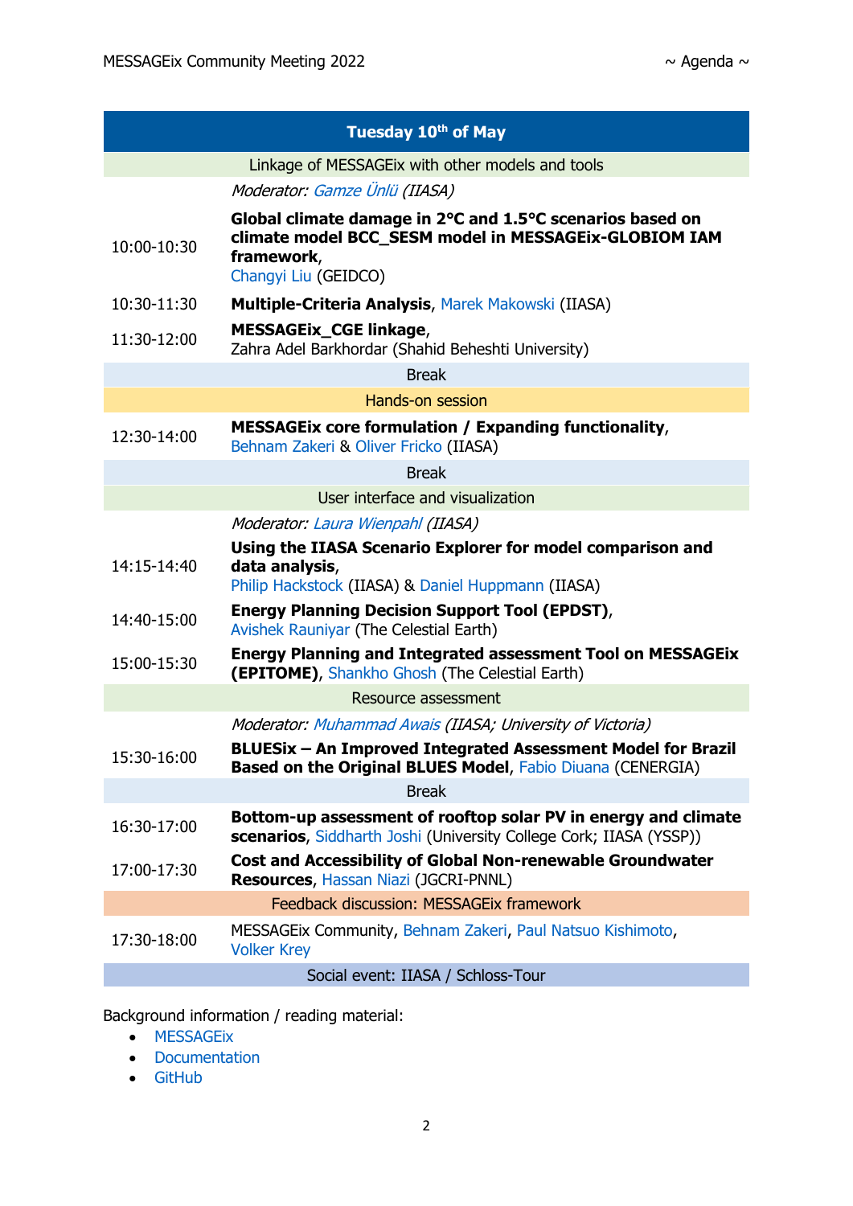| Tuesday 10th of May | |
|---|---|
| Linkage of MESSAGEix with other models and tools | |
| | *Moderator: Gamze Ünlü (IIASA)* |
| 10:00-10:30 | **Global climate damage in 2°C and 1.5°C scenarios based on climate model BCC_SESM model in MESSAGEix-GLOBIOM IAM framework**, Changyi Liu (GEIDCO) |
| 10:30-11:30 | **Multiple-Criteria Analysis**, Marek Makowski (IIASA) |
| 11:30-12:00 | **MESSAGEix_CGE linkage**, Zahra Adel Barkhordar (Shahid Beheshti University) |
| Break | |
| Hands-on session | |
| 12:30-14:00 | **MESSAGEix core formulation / Expanding functionality**, Behnam Zakeri & Oliver Fricko (IIASA) |
| Break | |
| User interface and visualization | |
| | *Moderator: Laura Wienpahl (IIASA)* |
| 14:15-14:40 | **Using the IIASA Scenario Explorer for model comparison and data analysis**, Philip Hackstock (IIASA) & Daniel Huppmann (IIASA) |
| 14:40-15:00 | **Energy Planning Decision Support Tool (EPDST)**, Avishek Rauniyar (The Celestial Earth) |
| 15:00-15:30 | **Energy Planning and Integrated assessment Tool on MESSAGEix (EPITOME)**, Shankho Ghosh (The Celestial Earth) |
| Resource assessment | |
| | *Moderator: Muhammad Awais (IIASA; University of Victoria)* |
| 15:30-16:00 | **BLUESix – An Improved Integrated Assessment Model for Brazil Based on the Original BLUES Model**, Fabio Diuana (CENERGIA) |
| Break | |
| 16:30-17:00 | **Bottom-up assessment of rooftop solar PV in energy and climate scenarios**, Siddharth Joshi (University College Cork; IIASA (YSSP)) |
| 17:00-17:30 | **Cost and Accessibility of Global Non-renewable Groundwater Resources**, Hassan Niazi (JGCRI-PNNL) |
| Feedback discussion: MESSAGEix framework | |
| 17:30-18:00 | MESSAGEix Community, Behnam Zakeri, Paul Natsuo Kishimoto, Volker Krey |
| Social event: IIASA / Schloss-Tour | |

Background information / reading material:

- MESSAGEix
- Documentation
- GitHub